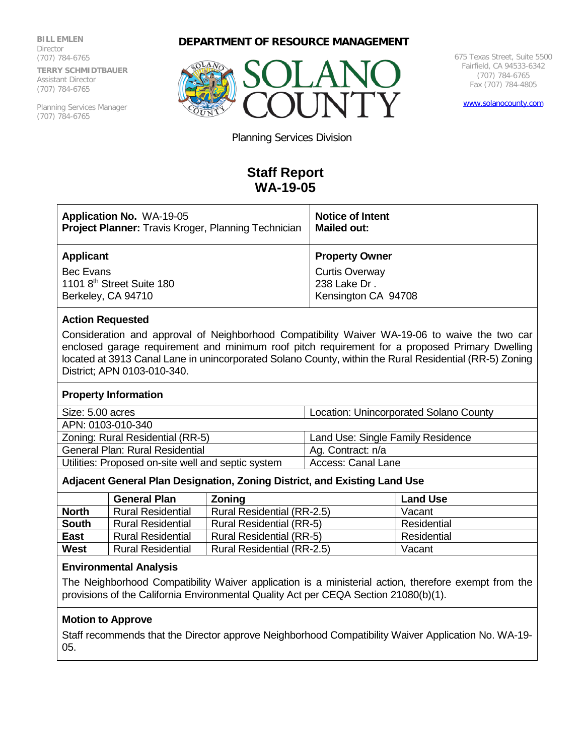BILL EMLEN
Director
(707) 784-6765

TERRY SCHMIDTBAUER
Assistant Director
(707) 784-6765

Planning Services Manager
(707) 784-6765

**DEPARTMENT OF RESOURCE MANAGEMENT**

SOLANO COUNTY

675 Texas Street, Suite 5500
Fairfield, CA 94533-6342
(707) 784-6765
Fax (707) 784-4805

www.solanocounty.com

Planning Services Division

# Staff Report
# WA-19-05

| **Application No.** WA-19-05<br>**Project Planner:** Travis Kroger, Planning Technician | **Notice of Intent Mailed out:** |
|---|---|
| **Applicant**<br>Bec Evans<br>1101 8th Street Suite 180<br>Berkeley, CA 94710 | **Property Owner**<br>Curtis Overway<br>238 Lake Dr .<br>Kensington CA 94708 |

**Action Requested**

Consideration and approval of Neighborhood Compatibility Waiver WA-19-06 to waive the two car enclosed garage requirement and minimum roof pitch requirement for a proposed Primary Dwelling located at 3913 Canal Lane in unincorporated Solano County, within the Rural Residential (RR-5) Zoning District; APN 0103-010-340.

**Property Information**

| Size: 5.00 acres | Location: Unincorporated Solano County |
|---|---|
| APN: 0103-010-340 | |
| Zoning: Rural Residential (RR-5) | Land Use: Single Family Residence |
| General Plan: Rural Residential | Ag. Contract: n/a |
| Utilities: Proposed on-site well and septic system | Access: Canal Lane |

**Adjacent General Plan Designation, Zoning District, and Existing Land Use**

| | General Plan | Zoning | Land Use |
|---|---|---|---|
| **North** | Rural Residential | Rural Residential (RR-2.5) | Vacant |
| **South** | Rural Residential | Rural Residential (RR-5) | Residential |
| **East** | Rural Residential | Rural Residential (RR-5) | Residential |
| **West** | Rural Residential | Rural Residential (RR-2.5) | Vacant |

**Environmental Analysis**

The Neighborhood Compatibility Waiver application is a ministerial action, therefore exempt from the provisions of the California Environmental Quality Act per CEQA Section 21080(b)(1).

**Motion to Approve**

Staff recommends that the Director approve Neighborhood Compatibility Waiver Application No. WA-19-05.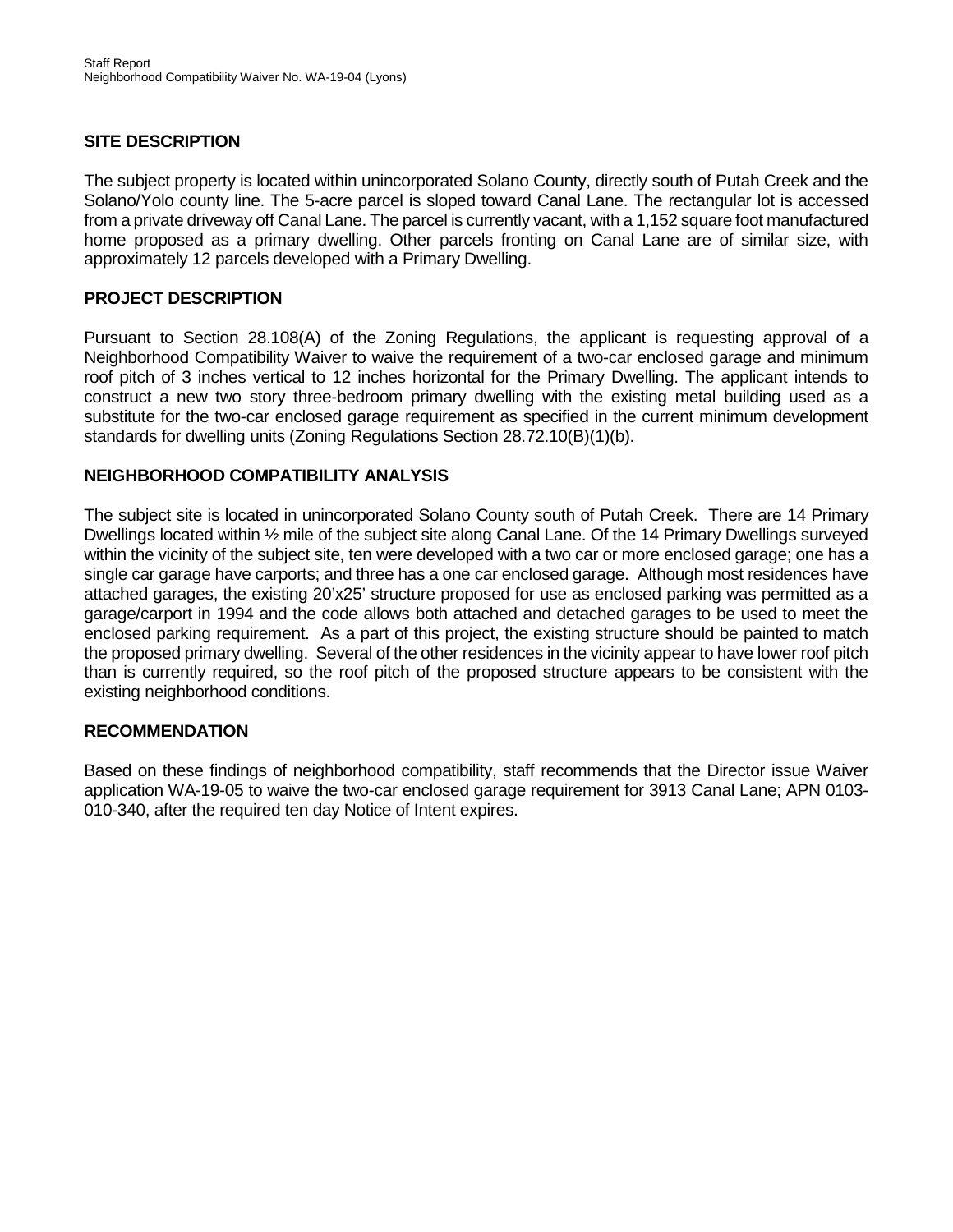## SITE DESCRIPTION

The subject property is located within unincorporated Solano County, directly south of Putah Creek and the Solano/Yolo county line. The 5-acre parcel is sloped toward Canal Lane. The rectangular lot is accessed from a private driveway off Canal Lane. The parcel is currently vacant, with a 1,152 square foot manufactured home proposed as a primary dwelling. Other parcels fronting on Canal Lane are of similar size, with approximately 12 parcels developed with a Primary Dwelling.

## PROJECT DESCRIPTION

Pursuant to Section 28.108(A) of the Zoning Regulations, the applicant is requesting approval of a Neighborhood Compatibility Waiver to waive the requirement of a two-car enclosed garage and minimum roof pitch of 3 inches vertical to 12 inches horizontal for the Primary Dwelling. The applicant intends to construct a new two story three-bedroom primary dwelling with the existing metal building used as a substitute for the two-car enclosed garage requirement as specified in the current minimum development standards for dwelling units (Zoning Regulations Section 28.72.10(B)(1)(b).

## NEIGHBORHOOD COMPATIBILITY ANALYSIS

The subject site is located in unincorporated Solano County south of Putah Creek. There are 14 Primary Dwellings located within ½ mile of the subject site along Canal Lane. Of the 14 Primary Dwellings surveyed within the vicinity of the subject site, ten were developed with a two car or more enclosed garage; one has a single car garage have carports; and three has a one car enclosed garage. Although most residences have attached garages, the existing 20'x25' structure proposed for use as enclosed parking was permitted as a garage/carport in 1994 and the code allows both attached and detached garages to be used to meet the enclosed parking requirement. As a part of this project, the existing structure should be painted to match the proposed primary dwelling. Several of the other residences in the vicinity appear to have lower roof pitch than is currently required, so the roof pitch of the proposed structure appears to be consistent with the existing neighborhood conditions.

## RECOMMENDATION

Based on these findings of neighborhood compatibility, staff recommends that the Director issue Waiver application WA-19-05 to waive the two-car enclosed garage requirement for 3913 Canal Lane; APN 0103-010-340, after the required ten day Notice of Intent expires.